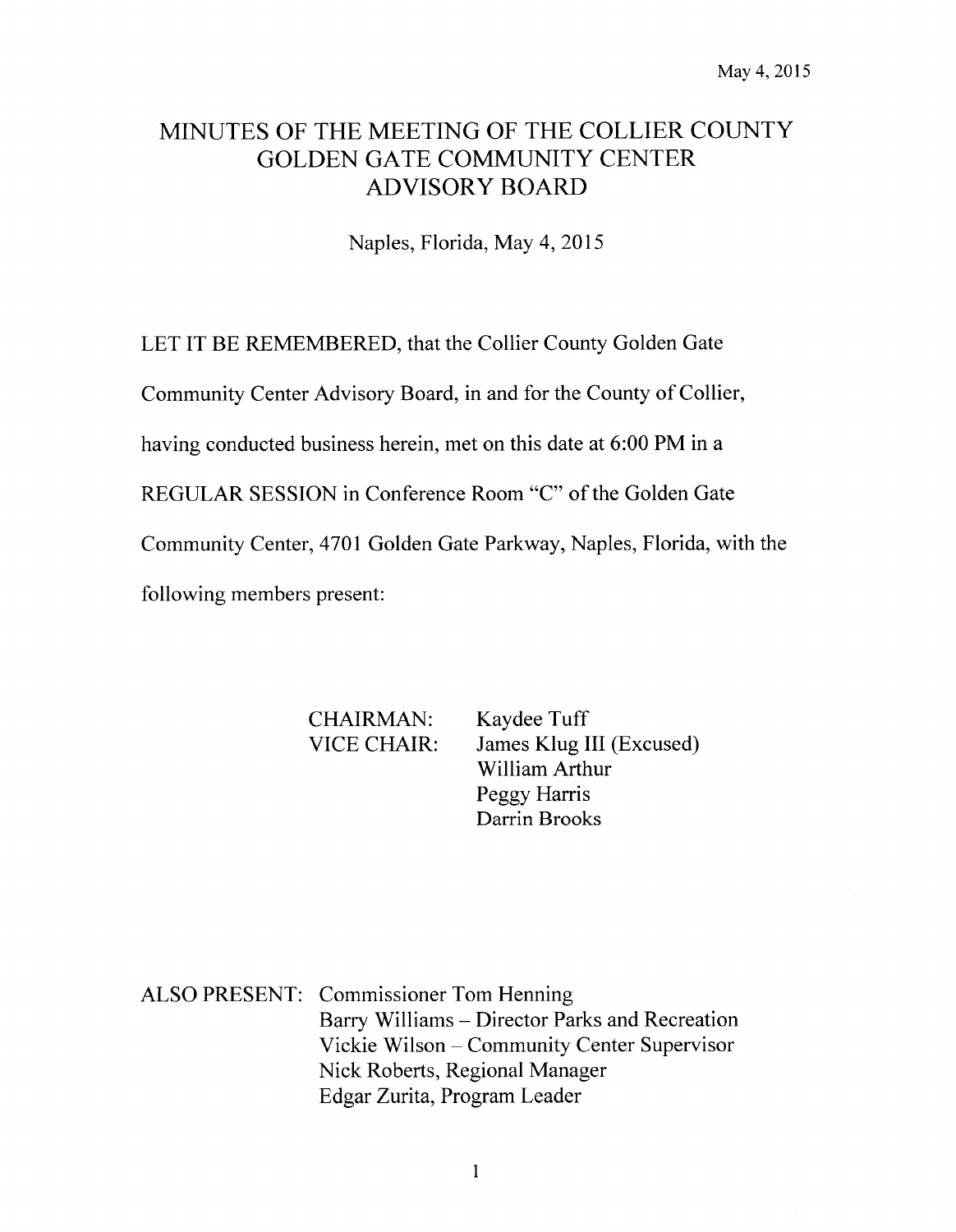May 4, 2015

# MINUTES OF THE MEETING OF THE COLLIER COUNTY GOLDEN GATE COMMUNITY CENTER ADVISORY BOARD

Naples, Florida, May 4, 2015

LET IT BE REMEMBERED, that the Collier County Golden Gate Community Center Advisory Board, in and for the County of Collier, having conducted business herein, met on this date at 6:00 PM in a REGULAR SESSION in Conference Room "C" of the Golden Gate Community Center, 4701 Golden Gate Parkway, Naples, Florida, with the following members present:

CHAIRMAN: Kaydee Tuff
VICE CHAIR: James Klug III (Excused)
William Arthur
Peggy Harris
Darrin Brooks

ALSO PRESENT: Commissioner Tom Henning
Barry Williams – Director Parks and Recreation
Vickie Wilson – Community Center Supervisor
Nick Roberts, Regional Manager
Edgar Zurita, Program Leader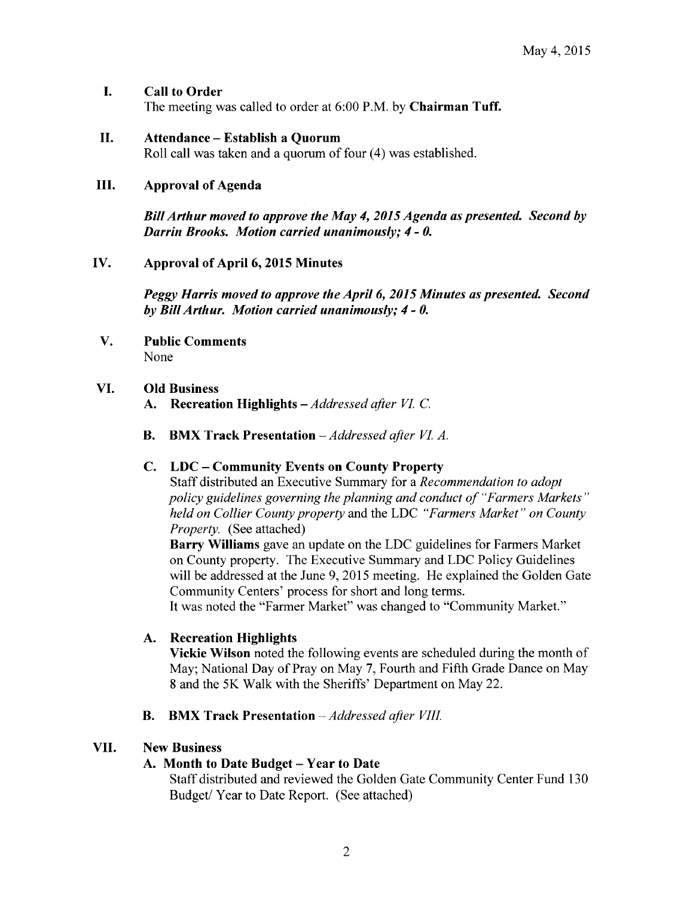May 4, 2015

## I. Call to Order

The meeting was called to order at 6:00 P.M. by **Chairman Tuff.**

## II. Attendance – Establish a Quorum

Roll call was taken and a quorum of four (4) was established.

## III. Approval of Agenda

***Bill Arthur moved to approve the May 4, 2015 Agenda as presented. Second by Darrin Brooks. Motion carried unanimously; 4 - 0.***

## IV. Approval of April 6, 2015 Minutes

***Peggy Harris moved to approve the April 6, 2015 Minutes as presented. Second by Bill Arthur. Motion carried unanimously; 4 - 0.***

## V. Public Comments

None

## VI. Old Business

**A. Recreation Highlights** – *Addressed after VI. C.*

**B. BMX Track Presentation** – *Addressed after VI. A.*

**C. LDC – Community Events on County Property**

Staff distributed an Executive Summary for a *Recommendation to adopt policy guidelines governing the planning and conduct of "Farmers Markets" held on Collier County property* and the LDC *"Farmers Market" on County Property.* (See attached)

**Barry Williams** gave an update on the LDC guidelines for Farmers Market on County property. The Executive Summary and LDC Policy Guidelines will be addressed at the June 9, 2015 meeting. He explained the Golden Gate Community Centers' process for short and long terms.

It was noted the "Farmer Market" was changed to "Community Market."

**A. Recreation Highlights**

**Vickie Wilson** noted the following events are scheduled during the month of May; National Day of Pray on May 7, Fourth and Fifth Grade Dance on May 8 and the 5K Walk with the Sheriffs' Department on May 22.

**B. BMX Track Presentation** – *Addressed after VIII.*

## VII. New Business

**A. Month to Date Budget – Year to Date**

Staff distributed and reviewed the Golden Gate Community Center Fund 130 Budget/ Year to Date Report. (See attached)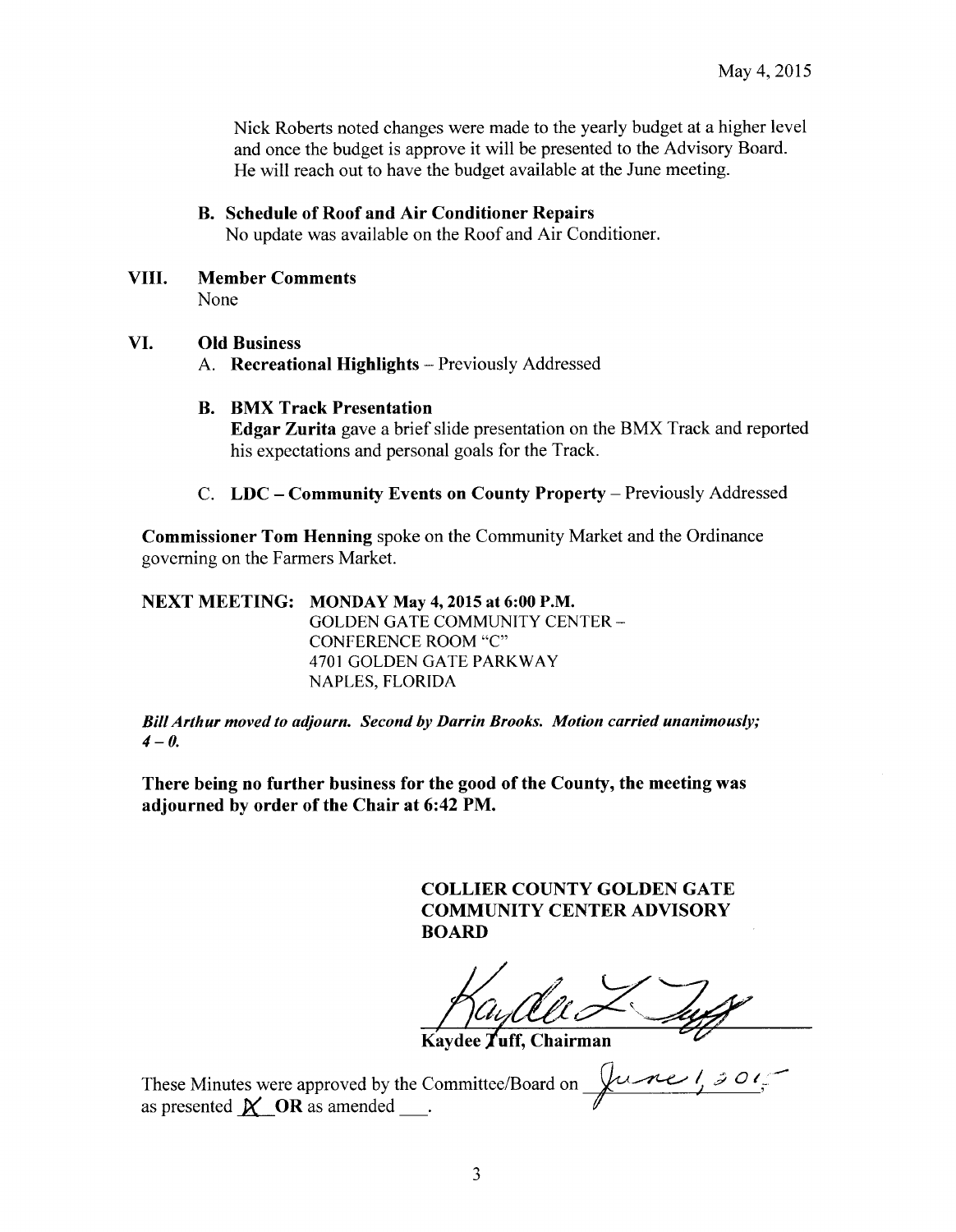May 4, 2015

Nick Roberts noted changes were made to the yearly budget at a higher level and once the budget is approve it will be presented to the Advisory Board. He will reach out to have the budget available at the June meeting.

**B. Schedule of Roof and Air Conditioner Repairs**
No update was available on the Roof and Air Conditioner.

## VIII. Member Comments

None

## VI. Old Business

A. **Recreational Highlights** – Previously Addressed

**B. BMX Track Presentation**
**Edgar Zurita** gave a brief slide presentation on the BMX Track and reported his expectations and personal goals for the Track.

C. **LDC – Community Events on County Property** – Previously Addressed

**Commissioner Tom Henning** spoke on the Community Market and the Ordinance governing on the Farmers Market.

**NEXT MEETING: MONDAY May 4, 2015 at 6:00 P.M.**
GOLDEN GATE COMMUNITY CENTER – CONFERENCE ROOM "C"
4701 GOLDEN GATE PARKWAY
NAPLES, FLORIDA

***Bill Arthur moved to adjourn. Second by Darrin Brooks. Motion carried unanimously; 4 – 0.***

**There being no further business for the good of the County, the meeting was adjourned by order of the Chair at 6:42 PM.**

**COLLIER COUNTY GOLDEN GATE COMMUNITY CENTER ADVISORY BOARD**

Kaydee Tuff

**Kaydee Tuff, Chairman**

These Minutes were approved by the Committee/Board on June 1, 2015
as presented X **OR** as amended ___.